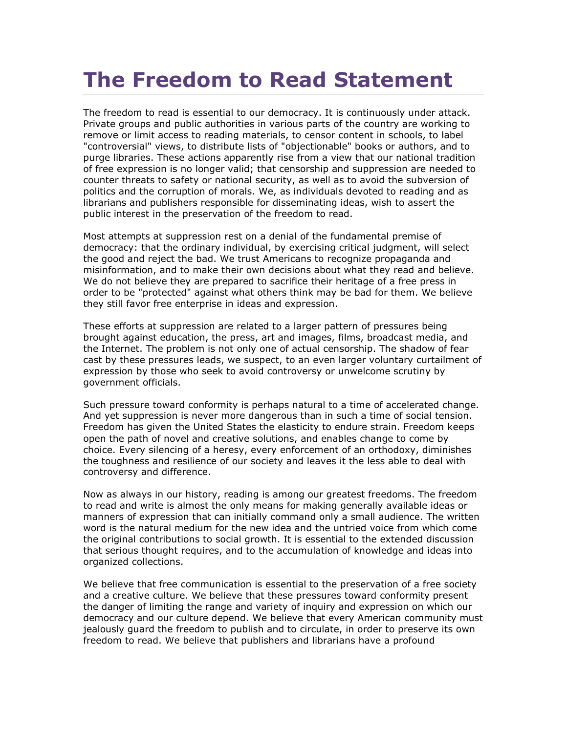# The Freedom to Read Statement

The freedom to read is essential to our democracy. It is continuously under attack. Private groups and public authorities in various parts of the country are working to remove or limit access to reading materials, to censor content in schools, to label "controversial" views, to distribute lists of "objectionable" books or authors, and to purge libraries. These actions apparently rise from a view that our national tradition of free expression is no longer valid; that censorship and suppression are needed to counter threats to safety or national security, as well as to avoid the subversion of politics and the corruption of morals. We, as individuals devoted to reading and as librarians and publishers responsible for disseminating ideas, wish to assert the public interest in the preservation of the freedom to read.

Most attempts at suppression rest on a denial of the fundamental premise of democracy: that the ordinary individual, by exercising critical judgment, will select the good and reject the bad. We trust Americans to recognize propaganda and misinformation, and to make their own decisions about what they read and believe. We do not believe they are prepared to sacrifice their heritage of a free press in order to be "protected" against what others think may be bad for them. We believe they still favor free enterprise in ideas and expression.

These efforts at suppression are related to a larger pattern of pressures being brought against education, the press, art and images, films, broadcast media, and the Internet. The problem is not only one of actual censorship. The shadow of fear cast by these pressures leads, we suspect, to an even larger voluntary curtailment of expression by those who seek to avoid controversy or unwelcome scrutiny by government officials.

Such pressure toward conformity is perhaps natural to a time of accelerated change. And yet suppression is never more dangerous than in such a time of social tension. Freedom has given the United States the elasticity to endure strain. Freedom keeps open the path of novel and creative solutions, and enables change to come by choice. Every silencing of a heresy, every enforcement of an orthodoxy, diminishes the toughness and resilience of our society and leaves it the less able to deal with controversy and difference.

Now as always in our history, reading is among our greatest freedoms. The freedom to read and write is almost the only means for making generally available ideas or manners of expression that can initially command only a small audience. The written word is the natural medium for the new idea and the untried voice from which come the original contributions to social growth. It is essential to the extended discussion that serious thought requires, and to the accumulation of knowledge and ideas into organized collections.

We believe that free communication is essential to the preservation of a free society and a creative culture. We believe that these pressures toward conformity present the danger of limiting the range and variety of inquiry and expression on which our democracy and our culture depend. We believe that every American community must jealously guard the freedom to publish and to circulate, in order to preserve its own freedom to read. We believe that publishers and librarians have a profound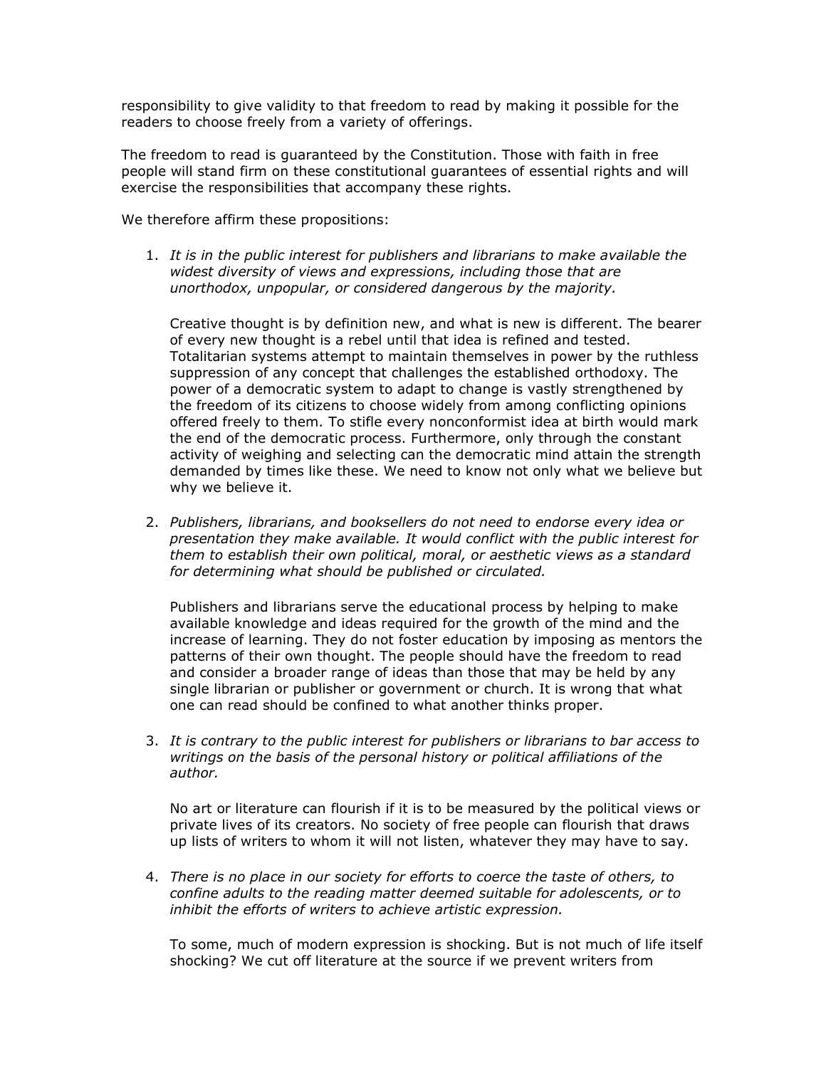responsibility to give validity to that freedom to read by making it possible for the readers to choose freely from a variety of offerings.

The freedom to read is guaranteed by the Constitution. Those with faith in free people will stand firm on these constitutional guarantees of essential rights and will exercise the responsibilities that accompany these rights.

We therefore affirm these propositions:

1. *It is in the public interest for publishers and librarians to make available the widest diversity of views and expressions, including those that are unorthodox, unpopular, or considered dangerous by the majority.*

   Creative thought is by definition new, and what is new is different. The bearer of every new thought is a rebel until that idea is refined and tested. Totalitarian systems attempt to maintain themselves in power by the ruthless suppression of any concept that challenges the established orthodoxy. The power of a democratic system to adapt to change is vastly strengthened by the freedom of its citizens to choose widely from among conflicting opinions offered freely to them. To stifle every nonconformist idea at birth would mark the end of the democratic process. Furthermore, only through the constant activity of weighing and selecting can the democratic mind attain the strength demanded by times like these. We need to know not only what we believe but why we believe it.

2. *Publishers, librarians, and booksellers do not need to endorse every idea or presentation they make available. It would conflict with the public interest for them to establish their own political, moral, or aesthetic views as a standard for determining what should be published or circulated.*

   Publishers and librarians serve the educational process by helping to make available knowledge and ideas required for the growth of the mind and the increase of learning. They do not foster education by imposing as mentors the patterns of their own thought. The people should have the freedom to read and consider a broader range of ideas than those that may be held by any single librarian or publisher or government or church. It is wrong that what one can read should be confined to what another thinks proper.

3. *It is contrary to the public interest for publishers or librarians to bar access to writings on the basis of the personal history or political affiliations of the author.*

   No art or literature can flourish if it is to be measured by the political views or private lives of its creators. No society of free people can flourish that draws up lists of writers to whom it will not listen, whatever they may have to say.

4. *There is no place in our society for efforts to coerce the taste of others, to confine adults to the reading matter deemed suitable for adolescents, or to inhibit the efforts of writers to achieve artistic expression.*

   To some, much of modern expression is shocking. But is not much of life itself shocking? We cut off literature at the source if we prevent writers from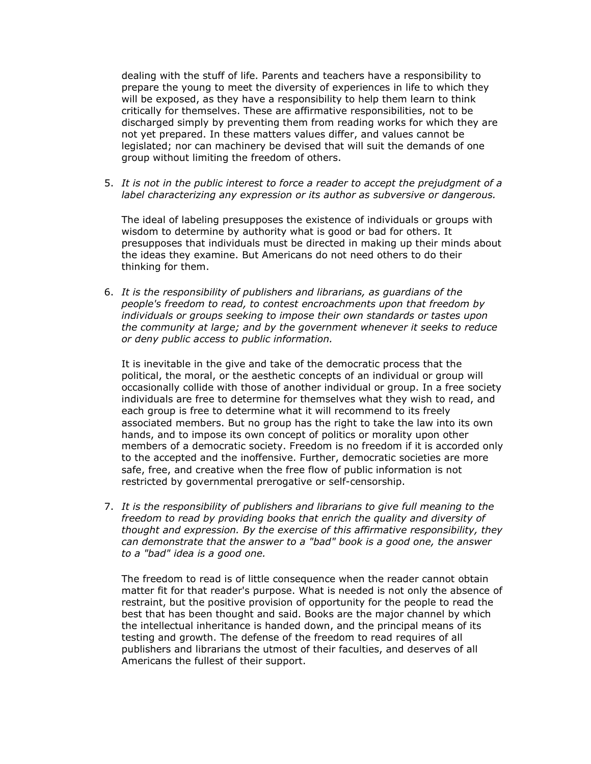dealing with the stuff of life. Parents and teachers have a responsibility to prepare the young to meet the diversity of experiences in life to which they will be exposed, as they have a responsibility to help them learn to think critically for themselves. These are affirmative responsibilities, not to be discharged simply by preventing them from reading works for which they are not yet prepared. In these matters values differ, and values cannot be legislated; nor can machinery be devised that will suit the demands of one group without limiting the freedom of others.

5. *It is not in the public interest to force a reader to accept the prejudgment of a label characterizing any expression or its author as subversive or dangerous.*

   The ideal of labeling presupposes the existence of individuals or groups with wisdom to determine by authority what is good or bad for others. It presupposes that individuals must be directed in making up their minds about the ideas they examine. But Americans do not need others to do their thinking for them.

6. *It is the responsibility of publishers and librarians, as guardians of the people's freedom to read, to contest encroachments upon that freedom by individuals or groups seeking to impose their own standards or tastes upon the community at large; and by the government whenever it seeks to reduce or deny public access to public information.*

   It is inevitable in the give and take of the democratic process that the political, the moral, or the aesthetic concepts of an individual or group will occasionally collide with those of another individual or group. In a free society individuals are free to determine for themselves what they wish to read, and each group is free to determine what it will recommend to its freely associated members. But no group has the right to take the law into its own hands, and to impose its own concept of politics or morality upon other members of a democratic society. Freedom is no freedom if it is accorded only to the accepted and the inoffensive. Further, democratic societies are more safe, free, and creative when the free flow of public information is not restricted by governmental prerogative or self-censorship.

7. *It is the responsibility of publishers and librarians to give full meaning to the freedom to read by providing books that enrich the quality and diversity of thought and expression. By the exercise of this affirmative responsibility, they can demonstrate that the answer to a "bad" book is a good one, the answer to a "bad" idea is a good one.*

   The freedom to read is of little consequence when the reader cannot obtain matter fit for that reader's purpose. What is needed is not only the absence of restraint, but the positive provision of opportunity for the people to read the best that has been thought and said. Books are the major channel by which the intellectual inheritance is handed down, and the principal means of its testing and growth. The defense of the freedom to read requires of all publishers and librarians the utmost of their faculties, and deserves of all Americans the fullest of their support.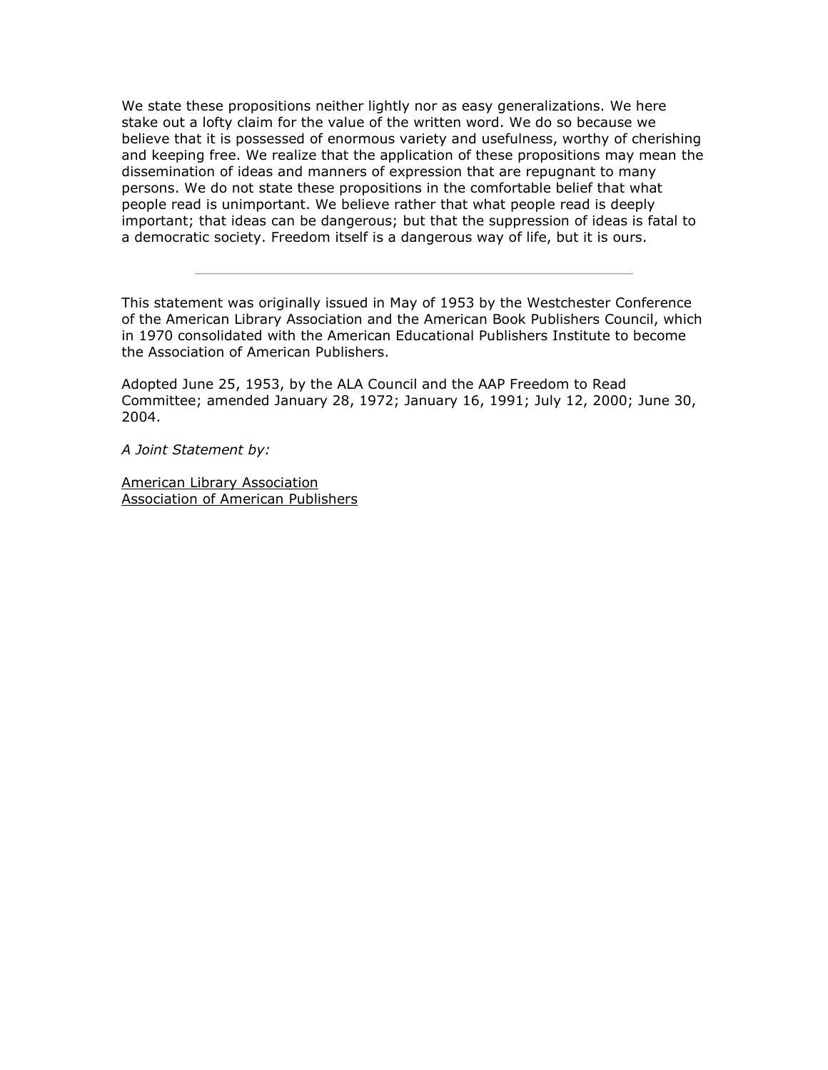We state these propositions neither lightly nor as easy generalizations. We here stake out a lofty claim for the value of the written word. We do so because we believe that it is possessed of enormous variety and usefulness, worthy of cherishing and keeping free. We realize that the application of these propositions may mean the dissemination of ideas and manners of expression that are repugnant to many persons. We do not state these propositions in the comfortable belief that what people read is unimportant. We believe rather that what people read is deeply important; that ideas can be dangerous; but that the suppression of ideas is fatal to a democratic society. Freedom itself is a dangerous way of life, but it is ours.

---

This statement was originally issued in May of 1953 by the Westchester Conference of the American Library Association and the American Book Publishers Council, which in 1970 consolidated with the American Educational Publishers Institute to become the Association of American Publishers.

Adopted June 25, 1953, by the ALA Council and the AAP Freedom to Read Committee; amended January 28, 1972; January 16, 1991; July 12, 2000; June 30, 2004.

*A Joint Statement by:*

American Library Association
Association of American Publishers